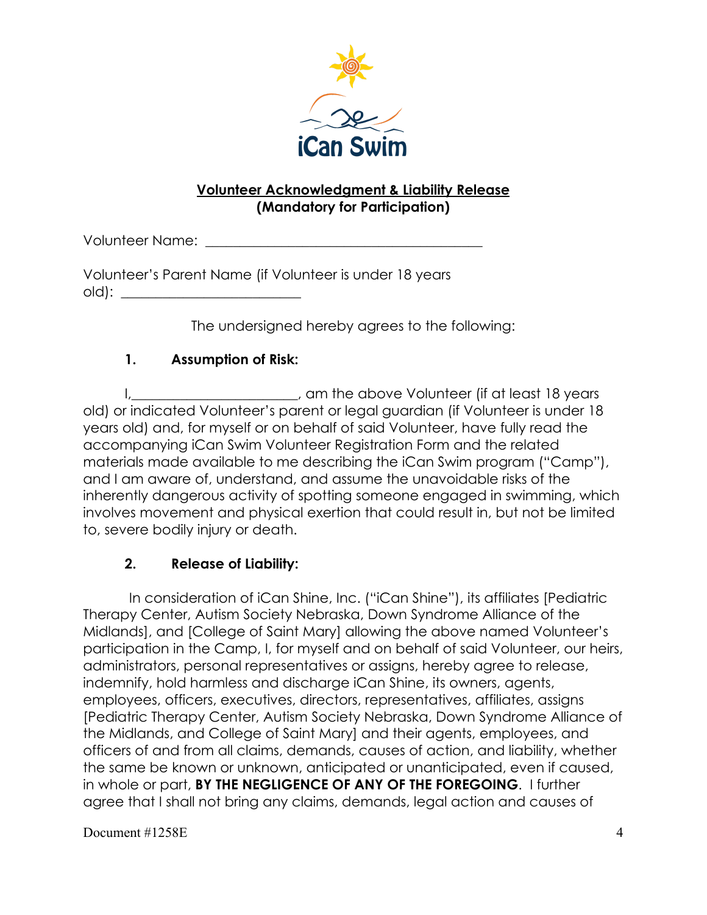iCan Swim

**Volunteer Acknowledgment & Liability Release**
**(Mandatory for Participation)**

Volunteer Name: ________________________________________

Volunteer's Parent Name (if Volunteer is under 18 years old): __________________________

The undersigned hereby agrees to the following:

1. **Assumption of Risk:**

I,________________________, am the above Volunteer (if at least 18 years old) or indicated Volunteer's parent or legal guardian (if Volunteer is under 18 years old) and, for myself or on behalf of said Volunteer, have fully read the accompanying iCan Swim Volunteer Registration Form and the related materials made available to me describing the iCan Swim program ("Camp"), and I am aware of, understand, and assume the unavoidable risks of the inherently dangerous activity of spotting someone engaged in swimming, which involves movement and physical exertion that could result in, but not be limited to, severe bodily injury or death.

2. **Release of Liability:**

In consideration of iCan Shine, Inc. ("iCan Shine"), its affiliates [Pediatric Therapy Center, Autism Society Nebraska, Down Syndrome Alliance of the Midlands], and [College of Saint Mary] allowing the above named Volunteer's participation in the Camp, I, for myself and on behalf of said Volunteer, our heirs, administrators, personal representatives or assigns, hereby agree to release, indemnify, hold harmless and discharge iCan Shine, its owners, agents, employees, officers, executives, directors, representatives, affiliates, assigns [Pediatric Therapy Center, Autism Society Nebraska, Down Syndrome Alliance of the Midlands, and College of Saint Mary] and their agents, employees, and officers of and from all claims, demands, causes of action, and liability, whether the same be known or unknown, anticipated or unanticipated, even if caused, in whole or part, **BY THE NEGLIGENCE OF ANY OF THE FOREGOING**. I further agree that I shall not bring any claims, demands, legal action and causes of

Document #1258E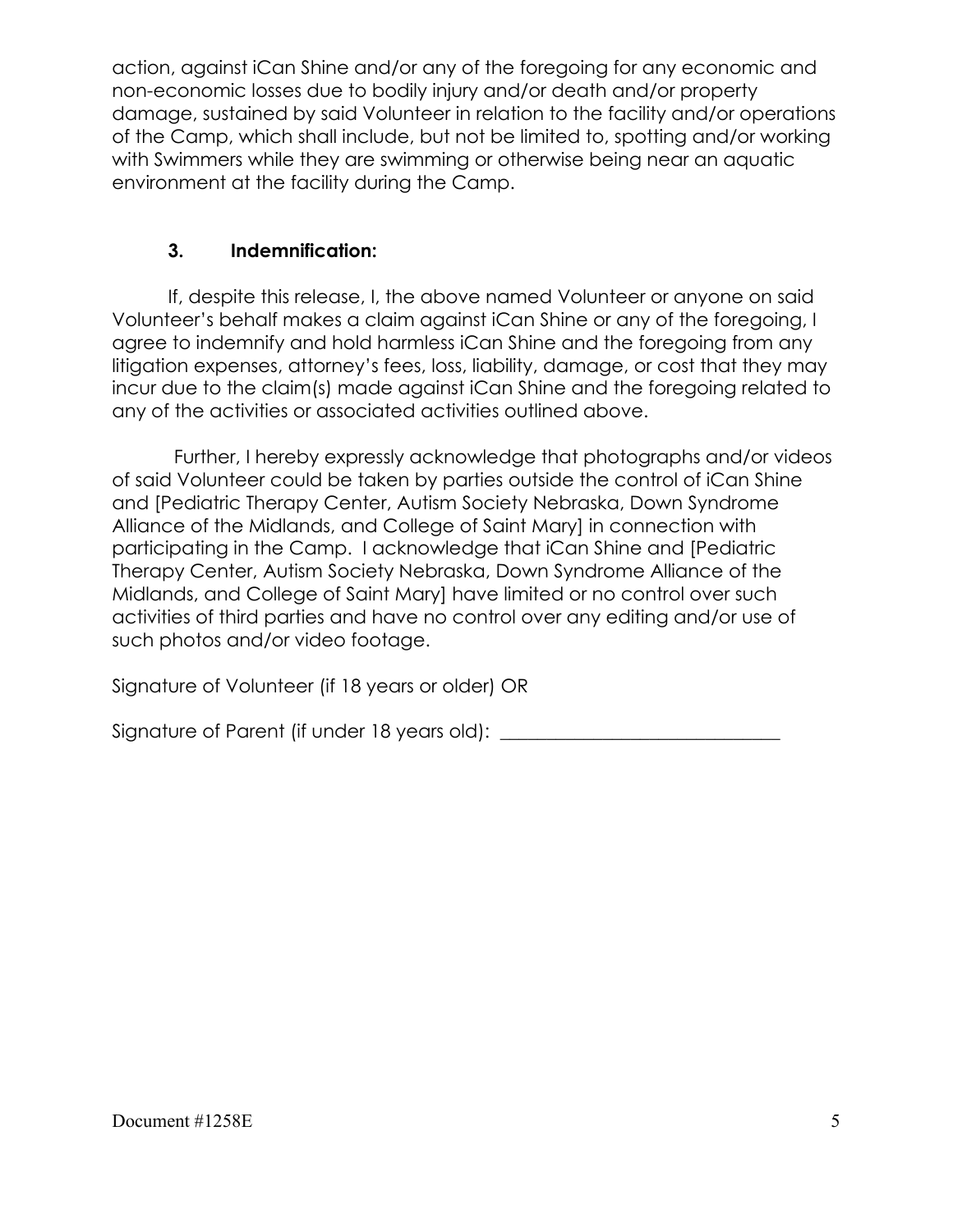action, against iCan Shine and/or any of the foregoing for any economic and non-economic losses due to bodily injury and/or death and/or property damage, sustained by said Volunteer in relation to the facility and/or operations of the Camp, which shall include, but not be limited to, spotting and/or working with Swimmers while they are swimming or otherwise being near an aquatic environment at the facility during the Camp.

### 3. Indemnification:

If, despite this release, I, the above named Volunteer or anyone on said Volunteer's behalf makes a claim against iCan Shine or any of the foregoing, I agree to indemnify and hold harmless iCan Shine and the foregoing from any litigation expenses, attorney's fees, loss, liability, damage, or cost that they may incur due to the claim(s) made against iCan Shine and the foregoing related to any of the activities or associated activities outlined above.

Further, I hereby expressly acknowledge that photographs and/or videos of said Volunteer could be taken by parties outside the control of iCan Shine and [Pediatric Therapy Center, Autism Society Nebraska, Down Syndrome Alliance of the Midlands, and College of Saint Mary] in connection with participating in the Camp. I acknowledge that iCan Shine and [Pediatric Therapy Center, Autism Society Nebraska, Down Syndrome Alliance of the Midlands, and College of Saint Mary] have limited or no control over such activities of third parties and have no control over any editing and/or use of such photos and/or video footage.

Signature of Volunteer (if 18 years or older) OR

Signature of Parent (if under 18 years old): ______________________________

Document #1258E